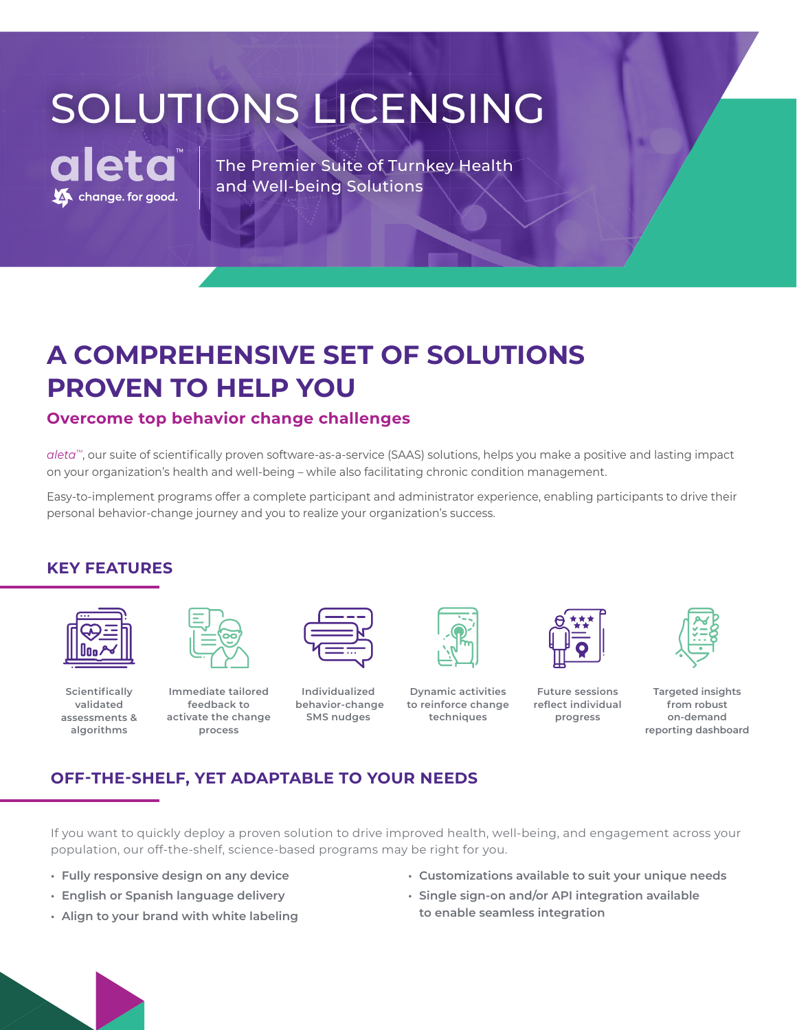# SOLUTIONS LICENSING

aleta™

change. for good.

The Premier Suite of Turnkey Health and Well-being Solutions

## A COMPREHENSIVE SET OF SOLUTIONS PROVEN TO HELP YOU

### Overcome top behavior change challenges

*aleta*™, our suite of scientifically proven software-as-a-service (SAAS) solutions, helps you make a positive and lasting impact on your organization's health and well-being – while also facilitating chronic condition management.

Easy-to-implement programs offer a complete participant and administrator experience, enabling participants to drive their personal behavior-change journey and you to realize your organization's success.

### KEY FEATURES

- Scientifically validated assessments & algorithms
- Immediate tailored feedback to activate the change process
- Individualized behavior-change SMS nudges
- Dynamic activities to reinforce change techniques
- Future sessions reflect individual progress
- Targeted insights from robust on-demand reporting dashboard

### OFF-THE-SHELF, YET ADAPTABLE TO YOUR NEEDS

If you want to quickly deploy a proven solution to drive improved health, well-being, and engagement across your population, our off-the-shelf, science-based programs may be right for you.

- Fully responsive design on any device
- English or Spanish language delivery
- Align to your brand with white labeling
- Customizations available to suit your unique needs
- Single sign-on and/or API integration available to enable seamless integration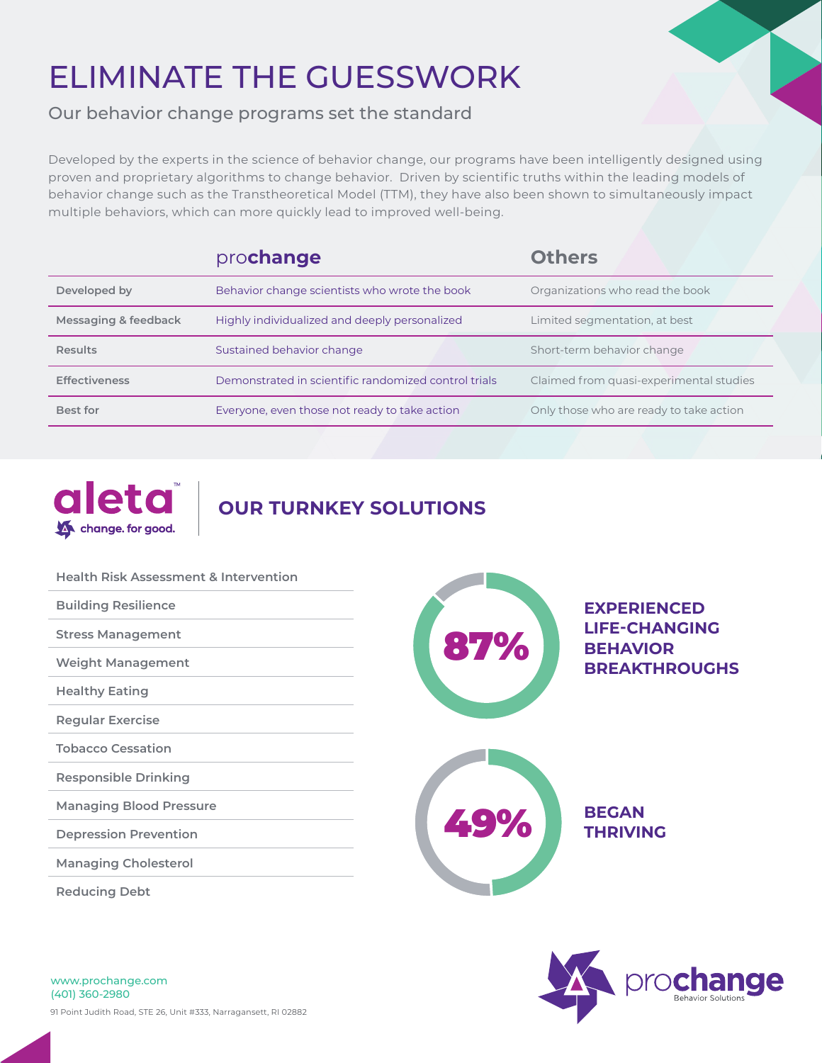# ELIMINATE THE GUESSWORK

## Our behavior change programs set the standard

Developed by the experts in the science of behavior change, our programs have been intelligently designed using proven and proprietary algorithms to change behavior. Driven by scientific truths within the leading models of behavior change such as the Transtheoretical Model (TTM), they have also been shown to simultaneously impact multiple behaviors, which can more quickly lead to improved well-being.

| | prochange | Others |
|---|---|---|
| Developed by | Behavior change scientists who wrote the book | Organizations who read the book |
| Messaging & feedback | Highly individualized and deeply personalized | Limited segmentation, at best |
| Results | Sustained behavior change | Short-term behavior change |
| Effectiveness | Demonstrated in scientific randomized control trials | Claimed from quasi-experimental studies |
| Best for | Everyone, even those not ready to take action | Only those who are ready to take action |

aleta™
change. for good.

## OUR TURNKEY SOLUTIONS

- Health Risk Assessment & Intervention
- Building Resilience
- Stress Management
- Weight Management
- Healthy Eating
- Regular Exercise
- Tobacco Cessation
- Responsible Drinking
- Managing Blood Pressure
- Depression Prevention
- Managing Cholesterol
- Reducing Debt

87%

**EXPERIENCED LIFE-CHANGING BEHAVIOR BREAKTHROUGHS**

49%

**BEGAN THRIVING**

www.prochange.com
(401) 360-2980
91 Point Judith Road, STE 26, Unit #333, Narragansett, RI 02882

prochange
Behavior Solutions